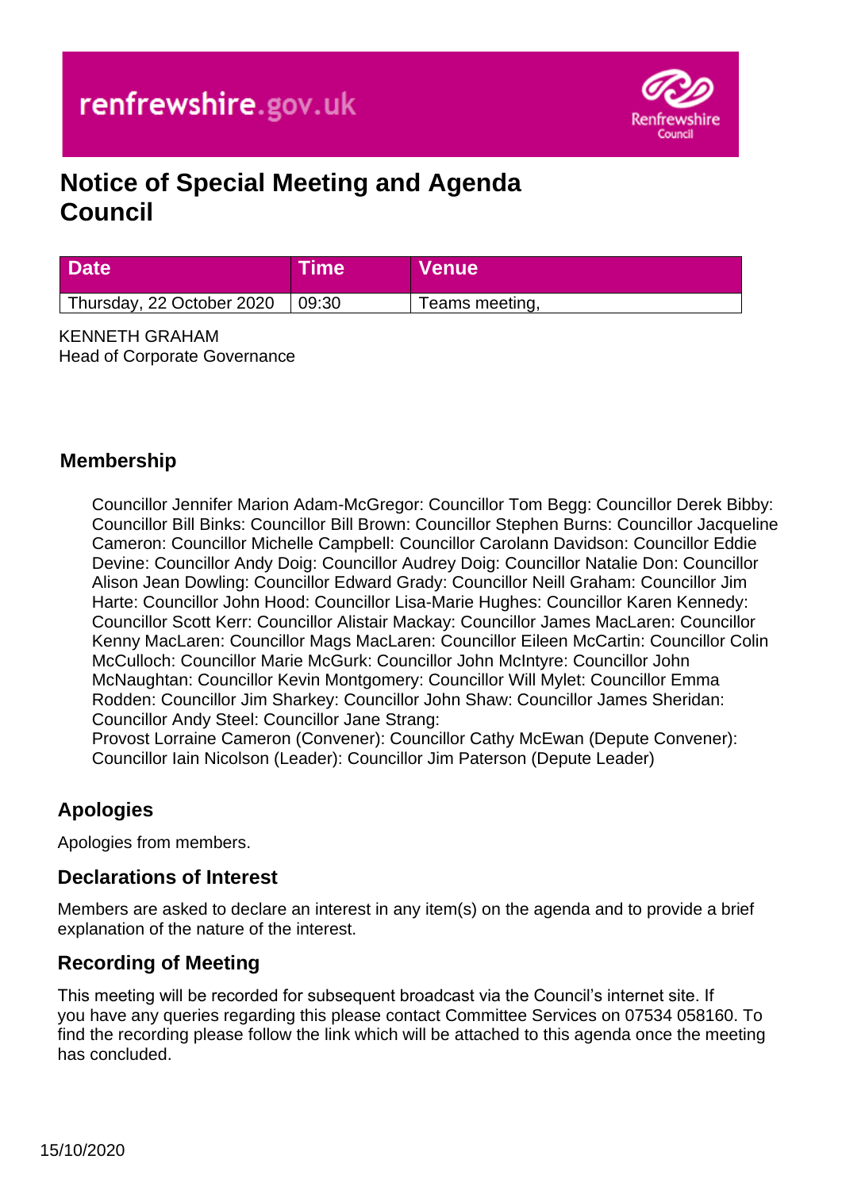# Notice of Special Meeting and Agenda Council

| Date | Time | Venue |
| --- | --- | --- |
| Thursday, 22 October 2020 | 09:30 | Teams meeting, |

KENNETH GRAHAM
Head of Corporate Governance

## Membership

Councillor Jennifer Marion Adam-McGregor: Councillor Tom Begg: Councillor Derek Bibby: Councillor Bill Binks: Councillor Bill Brown: Councillor Stephen Burns: Councillor Jacqueline Cameron: Councillor Michelle Campbell: Councillor Carolann Davidson: Councillor Eddie Devine: Councillor Andy Doig: Councillor Audrey Doig: Councillor Natalie Don: Councillor Alison Jean Dowling: Councillor Edward Grady: Councillor Neill Graham: Councillor Jim Harte: Councillor John Hood: Councillor Lisa-Marie Hughes: Councillor Karen Kennedy: Councillor Scott Kerr: Councillor Alistair Mackay: Councillor James MacLaren: Councillor Kenny MacLaren: Councillor Mags MacLaren: Councillor Eileen McCartin: Councillor Colin McCulloch: Councillor Marie McGurk: Councillor John McIntyre: Councillor John McNaughtan: Councillor Kevin Montgomery: Councillor Will Mylet: Councillor Emma Rodden: Councillor Jim Sharkey: Councillor John Shaw: Councillor James Sheridan: Councillor Andy Steel: Councillor Jane Strang:
Provost Lorraine Cameron (Convener): Councillor Cathy McEwan (Depute Convener): Councillor Iain Nicolson (Leader): Councillor Jim Paterson (Depute Leader)

## Apologies

Apologies from members.

## Declarations of Interest

Members are asked to declare an interest in any item(s) on the agenda and to provide a brief explanation of the nature of the interest.

## Recording of Meeting

This meeting will be recorded for subsequent broadcast via the Council's internet site. If you have any queries regarding this please contact Committee Services on 07534 058160. To find the recording please follow the link which will be attached to this agenda once the meeting has concluded.

15/10/2020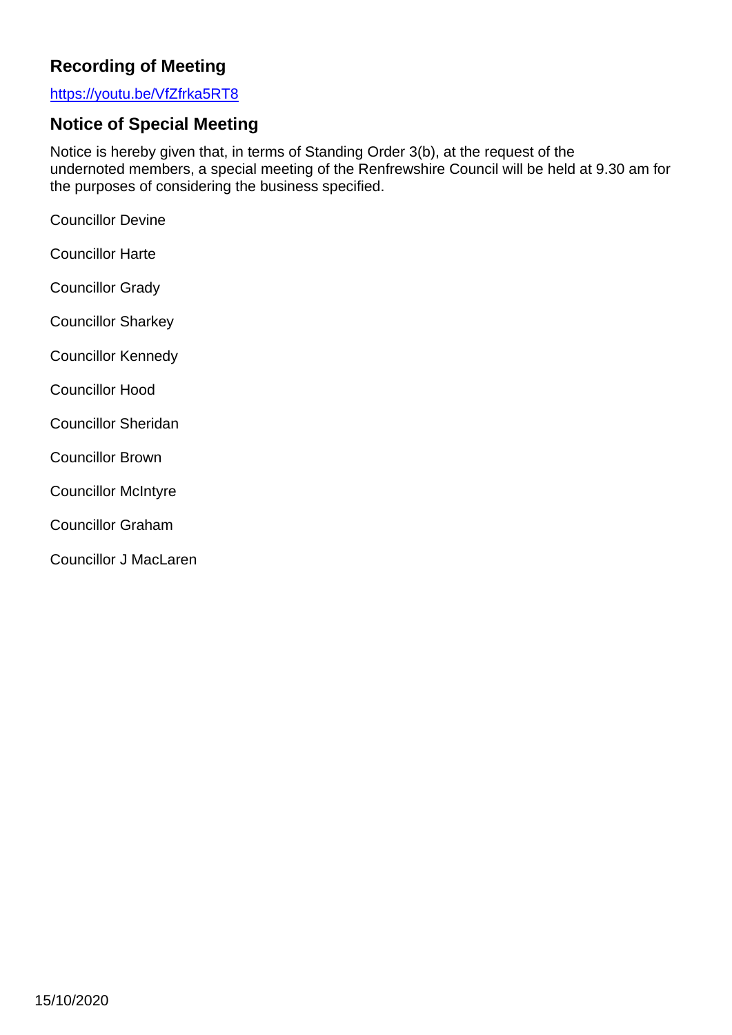## Recording of Meeting

https://youtu.be/VfZfrka5RT8

## Notice of Special Meeting

Notice is hereby given that, in terms of Standing Order 3(b), at the request of the undernoted members, a special meeting of the Renfrewshire Council will be held at 9.30 am for the purposes of considering the business specified.

Councillor Devine

Councillor Harte

Councillor Grady

Councillor Sharkey

Councillor Kennedy

Councillor Hood

Councillor Sheridan

Councillor Brown

Councillor McIntyre

Councillor Graham

Councillor J MacLaren

15/10/2020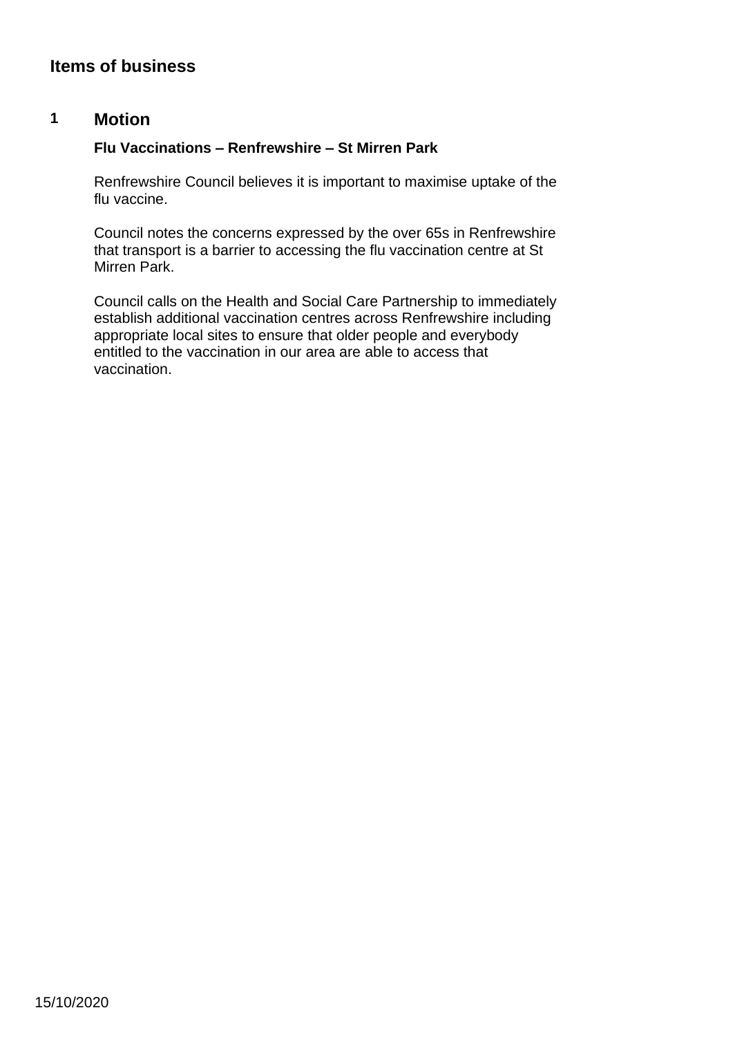## Items of business

### 1 Motion

**Flu Vaccinations – Renfrewshire – St Mirren Park**

Renfrewshire Council believes it is important to maximise uptake of the flu vaccine.

Council notes the concerns expressed by the over 65s in Renfrewshire that transport is a barrier to accessing the flu vaccination centre at St Mirren Park.

Council calls on the Health and Social Care Partnership to immediately establish additional vaccination centres across Renfrewshire including appropriate local sites to ensure that older people and everybody entitled to the vaccination in our area are able to access that vaccination.

15/10/2020